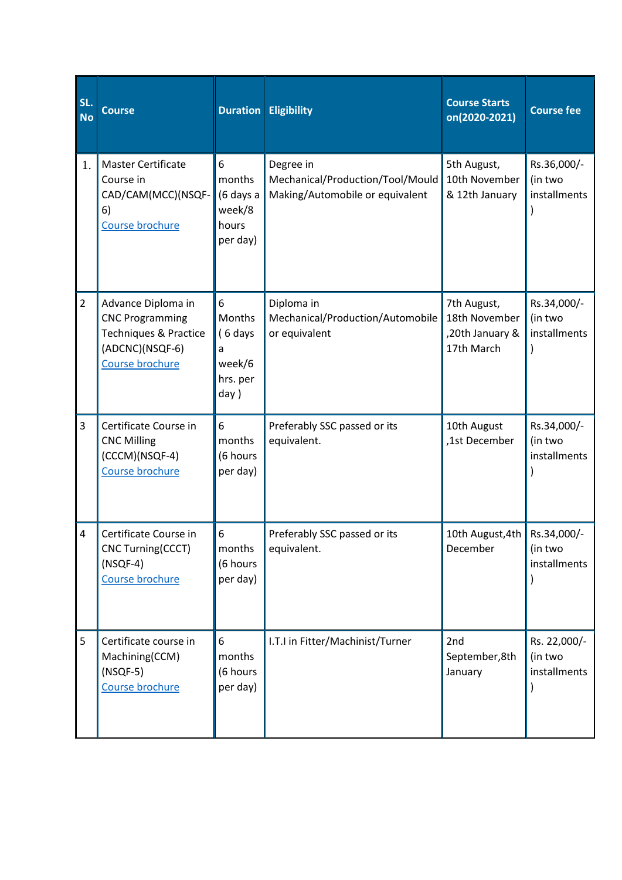| SL. No | Course | Duration | Eligibility | Course Starts on(2020-2021) | Course fee |
|---|---|---|---|---|---|
| 1. | Master Certificate Course in CAD/CAM(MCC)(NSQF-6) Course brochure | 6 months (6 days a week/8 hours per day) | Degree in Mechanical/Production/Tool/Mould Making/Automobile or equivalent | 5th August, 10th November & 12th January | Rs.36,000/- (in two installments ) |
| 2 | Advance Diploma in CNC Programming Techniques & Practice (ADCNC)(NSQF-6) Course brochure | 6 Months ( 6 days a week/6 hrs. per day ) | Diploma in Mechanical/Production/Automobile or equivalent | 7th August, 18th November ,20th January & 17th March | Rs.34,000/- (in two installments ) |
| 3 | Certificate Course in CNC Milling (CCCM)(NSQF-4) Course brochure | 6 months (6 hours per day) | Preferably SSC passed or its equivalent. | 10th August ,1st December | Rs.34,000/- (in two installments ) |
| 4 | Certificate Course in CNC Turning(CCCT) (NSQF-4) Course brochure | 6 months (6 hours per day) | Preferably SSC passed or its equivalent. | 10th August,4th December | Rs.34,000/- (in two installments ) |
| 5 | Certificate course in Machining(CCM) (NSQF-5) Course brochure | 6 months (6 hours per day) | I.T.I in Fitter/Machinist/Turner | 2nd September,8th January | Rs. 22,000/- (in two installments ) |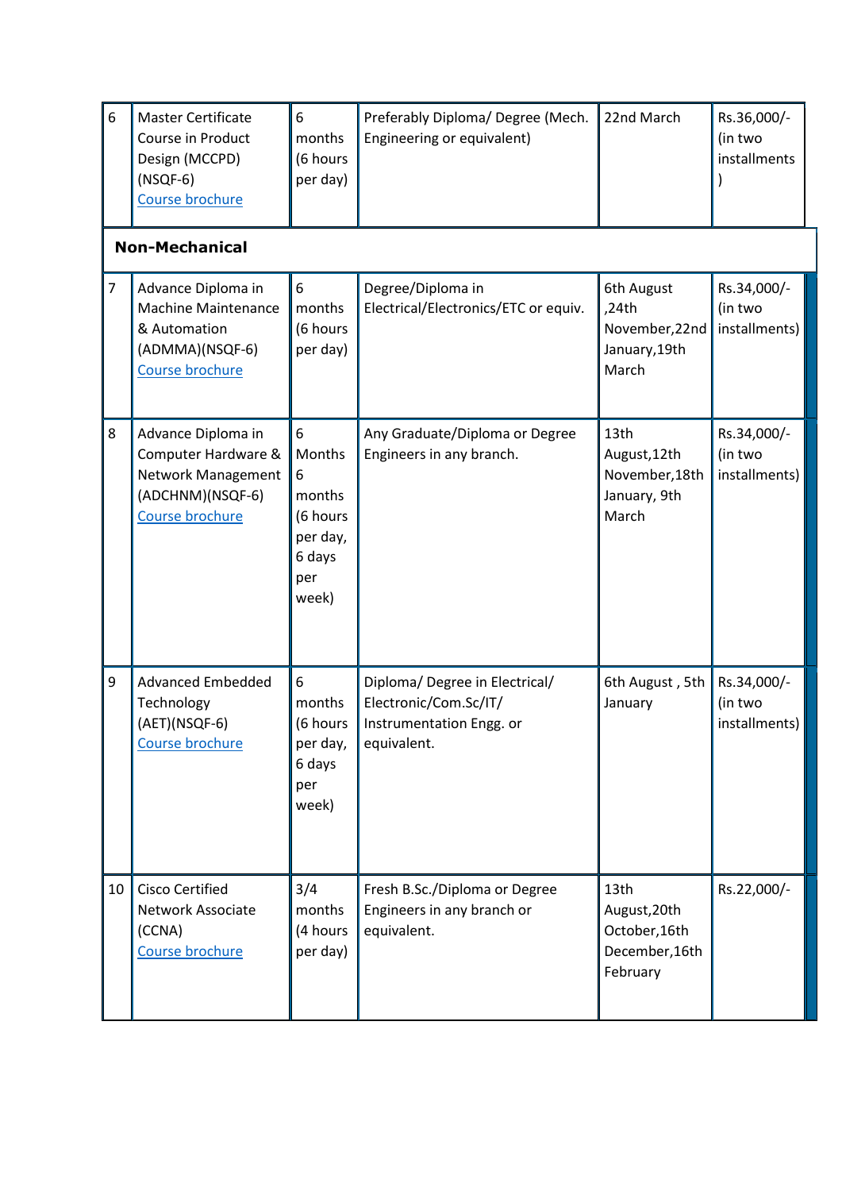| | | | | | |
|---|---|---|---|---|---|
| 6 | Master Certificate Course in Product Design (MCCPD) (NSQF-6) Course brochure | 6 months (6 hours per day) | Preferably Diploma/ Degree (Mech. Engineering or equivalent) | 22nd March | Rs.36,000/- (in two installments ) |
| **Non-Mechanical** | | | | | |
| 7 | Advance Diploma in Machine Maintenance & Automation (ADMMA)(NSQF-6) Course brochure | 6 months (6 hours per day) | Degree/Diploma in Electrical/Electronics/ETC or equiv. | 6th August ,24th November,22nd January,19th March | Rs.34,000/- (in two installments) |
| 8 | Advance Diploma in Computer Hardware & Network Management (ADCHNM)(NSQF-6) Course brochure | 6 Months 6 months (6 hours per day, 6 days per week) | Any Graduate/Diploma or Degree Engineers in any branch. | 13th August,12th November,18th January, 9th March | Rs.34,000/- (in two installments) |
| 9 | Advanced Embedded Technology (AET)(NSQF-6) Course brochure | 6 months (6 hours per day, 6 days per week) | Diploma/ Degree in Electrical/ Electronic/Com.Sc/IT/ Instrumentation Engg. or equivalent. | 6th August , 5th January | Rs.34,000/- (in two installments) |
| 10 | Cisco Certified Network Associate (CCNA) Course brochure | 3/4 months (4 hours per day) | Fresh B.Sc./Diploma or Degree Engineers in any branch or equivalent. | 13th August,20th October,16th December,16th February | Rs.22,000/- |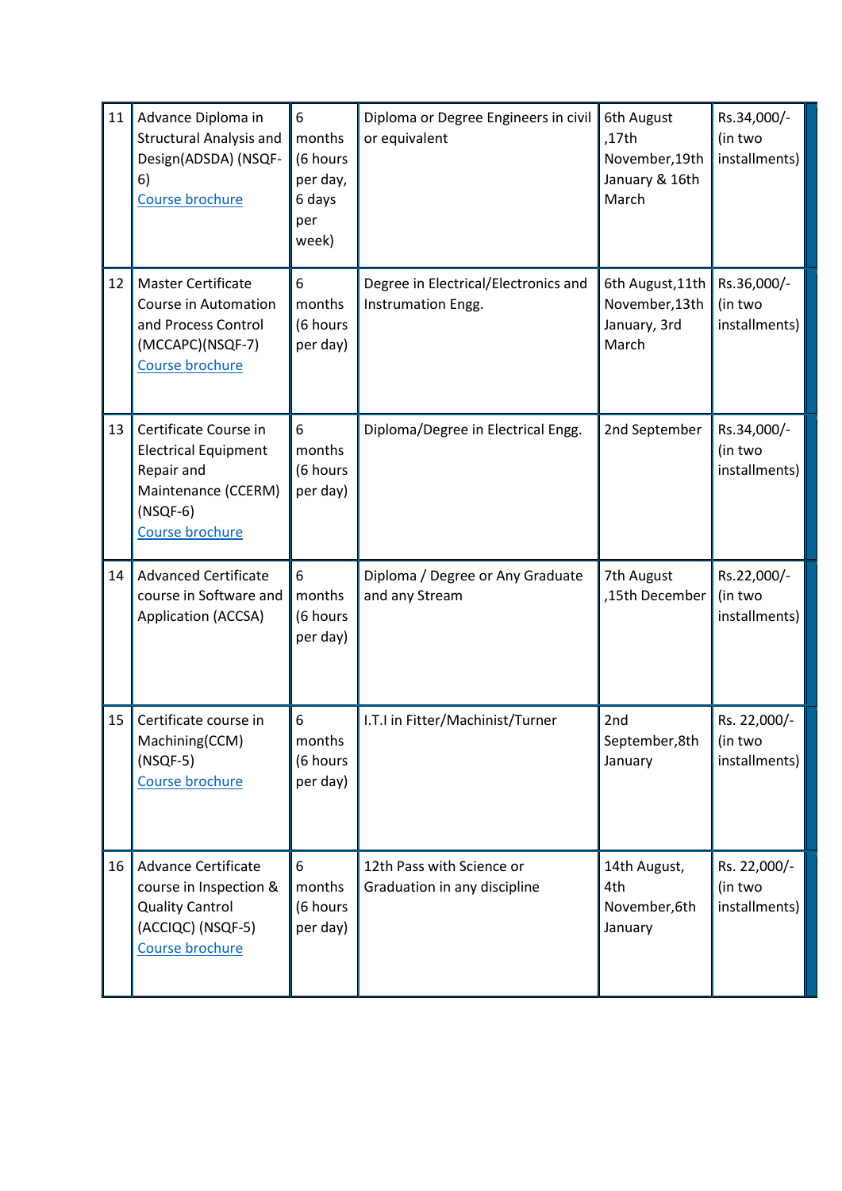| 11 | Advance Diploma in Structural Analysis and Design(ADSDA) (NSQF-6)<br>Course brochure | 6 months (6 hours per day, 6 days per week) | Diploma or Degree Engineers in civil or equivalent | 6th August ,17th November,19th January & 16th March | Rs.34,000/- (in two installments) |
|---|---|---|---|---|---|
| 12 | Master Certificate Course in Automation and Process Control (MCCAPC)(NSQF-7)<br>Course brochure | 6 months (6 hours per day) | Degree in Electrical/Electronics and Instrumation Engg. | 6th August,11th November,13th January, 3rd March | Rs.36,000/- (in two installments) |
| 13 | Certificate Course in Electrical Equipment Repair and Maintenance (CCERM) (NSQF-6)<br>Course brochure | 6 months (6 hours per day) | Diploma/Degree in Electrical Engg. | 2nd September | Rs.34,000/- (in two installments) |
| 14 | Advanced Certificate course in Software and Application (ACCSA) | 6 months (6 hours per day) | Diploma / Degree or Any Graduate and any Stream | 7th August ,15th December | Rs.22,000/- (in two installments) |
| 15 | Certificate course in Machining(CCM) (NSQF-5)<br>Course brochure | 6 months (6 hours per day) | I.T.I in Fitter/Machinist/Turner | 2nd September,8th January | Rs. 22,000/- (in two installments) |
| 16 | Advance Certificate course in Inspection & Quality Cantrol (ACCIQC) (NSQF-5)<br>Course brochure | 6 months (6 hours per day) | 12th Pass with Science or Graduation in any discipline | 14th August, 4th November,6th January | Rs. 22,000/- (in two installments) |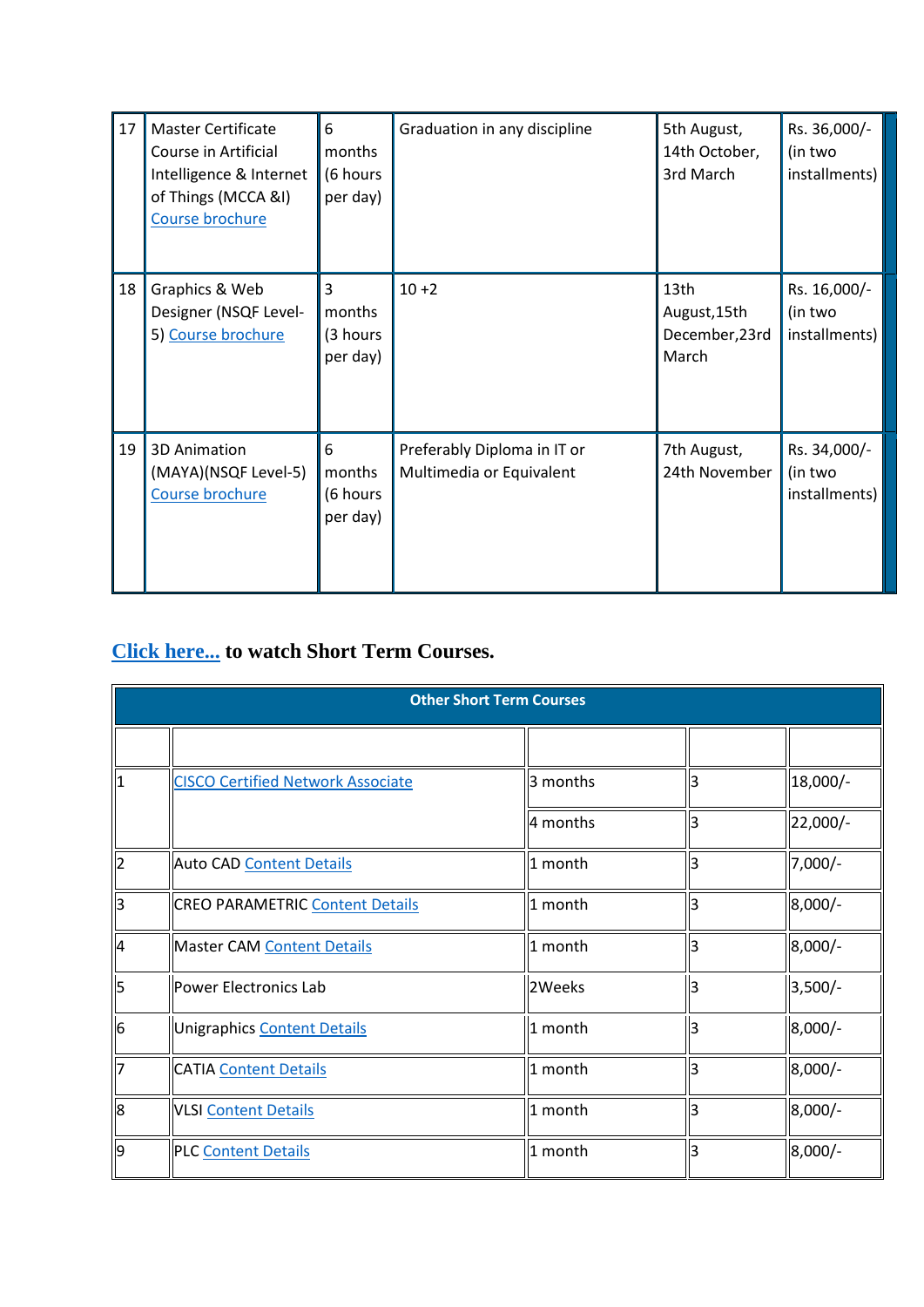| 17 | Master Certificate Course in Artificial Intelligence & Internet of Things (MCCA &I) Course brochure | 6 months (6 hours per day) | Graduation in any discipline | 5th August, 14th October, 3rd March | Rs. 36,000/- (in two installments) |
|---|---|---|---|---|---|
| 18 | Graphics & Web Designer (NSQF Level-5) Course brochure | 3 months (3 hours per day) | 10 +2 | 13th August,15th December,23rd March | Rs. 16,000/- (in two installments) |
| 19 | 3D Animation (MAYA)(NSQF Level-5) Course brochure | 6 months (6 hours per day) | Preferably Diploma in IT or Multimedia or Equivalent | 7th August, 24th November | Rs. 34,000/- (in two installments) |

**Click here... to watch Short Term Courses.**

| Other Short Term Courses | | | | |
|---|---|---|---|---|
| | | | | |
| 1 | CISCO Certified Network Associate | 3 months | 3 | 18,000/- |
| | | 4 months | 3 | 22,000/- |
| 2 | Auto CAD Content Details | 1 month | 3 | 7,000/- |
| 3 | CREO PARAMETRIC Content Details | 1 month | 3 | 8,000/- |
| 4 | Master CAM Content Details | 1 month | 3 | 8,000/- |
| 5 | Power Electronics Lab | 2Weeks | 3 | 3,500/- |
| 6 | Unigraphics Content Details | 1 month | 3 | 8,000/- |
| 7 | CATIA Content Details | 1 month | 3 | 8,000/- |
| 8 | VLSI Content Details | 1 month | 3 | 8,000/- |
| 9 | PLC Content Details | 1 month | 3 | 8,000/- |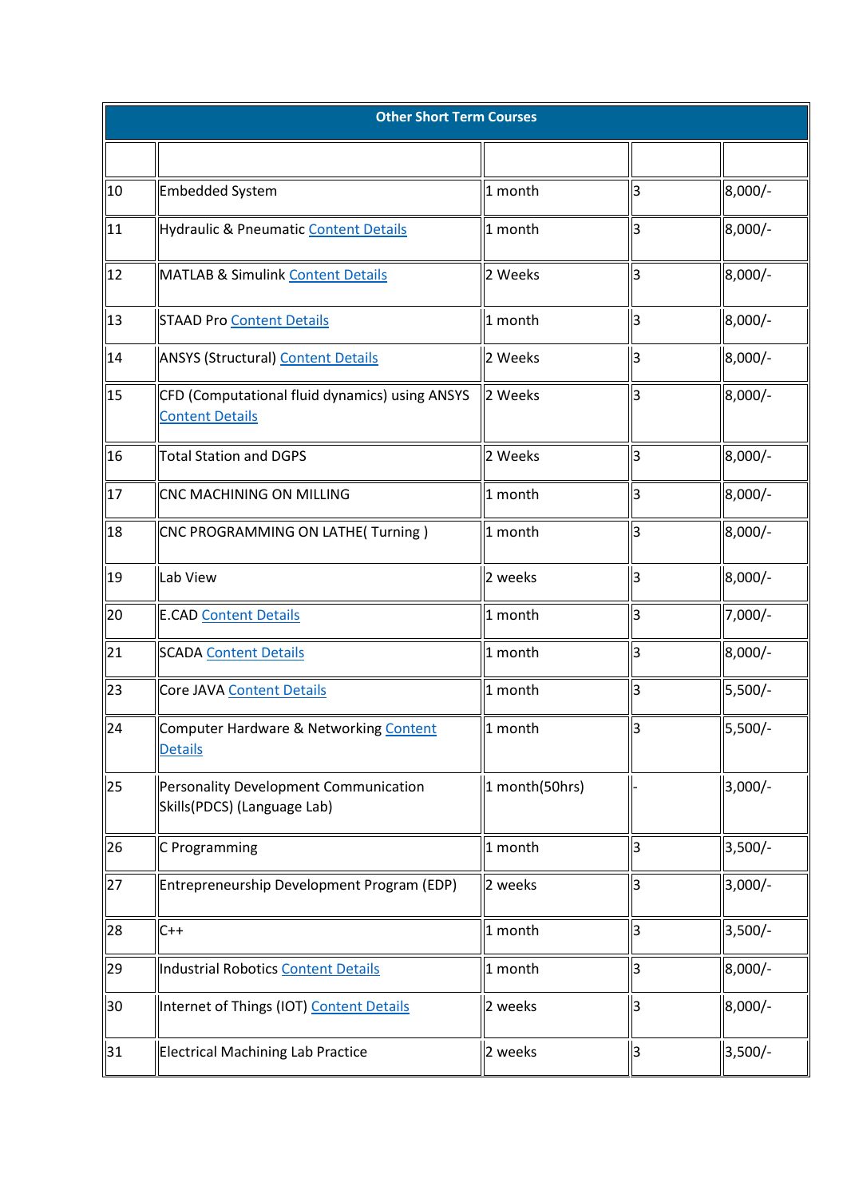| Other Short Term Courses | | | | |
|---|---|---|---|---|
| | | | | |
| 10 | Embedded System | 1 month | 3 | 8,000/- |
| 11 | Hydraulic & Pneumatic Content Details | 1 month | 3 | 8,000/- |
| 12 | MATLAB & Simulink Content Details | 2 Weeks | 3 | 8,000/- |
| 13 | STAAD Pro Content Details | 1 month | 3 | 8,000/- |
| 14 | ANSYS (Structural) Content Details | 2 Weeks | 3 | 8,000/- |
| 15 | CFD (Computational fluid dynamics) using ANSYS Content Details | 2 Weeks | 3 | 8,000/- |
| 16 | Total Station and DGPS | 2 Weeks | 3 | 8,000/- |
| 17 | CNC MACHINING ON MILLING | 1 month | 3 | 8,000/- |
| 18 | CNC PROGRAMMING ON LATHE( Turning ) | 1 month | 3 | 8,000/- |
| 19 | Lab View | 2 weeks | 3 | 8,000/- |
| 20 | E.CAD Content Details | 1 month | 3 | 7,000/- |
| 21 | SCADA Content Details | 1 month | 3 | 8,000/- |
| 23 | Core JAVA Content Details | 1 month | 3 | 5,500/- |
| 24 | Computer Hardware & Networking Content Details | 1 month | 3 | 5,500/- |
| 25 | Personality Development Communication Skills(PDCS) (Language Lab) | 1 month(50hrs) | - | 3,000/- |
| 26 | C Programming | 1 month | 3 | 3,500/- |
| 27 | Entrepreneurship Development Program (EDP) | 2 weeks | 3 | 3,000/- |
| 28 | C++ | 1 month | 3 | 3,500/- |
| 29 | Industrial Robotics Content Details | 1 month | 3 | 8,000/- |
| 30 | Internet of Things (IOT) Content Details | 2 weeks | 3 | 8,000/- |
| 31 | Electrical Machining Lab Practice | 2 weeks | 3 | 3,500/- |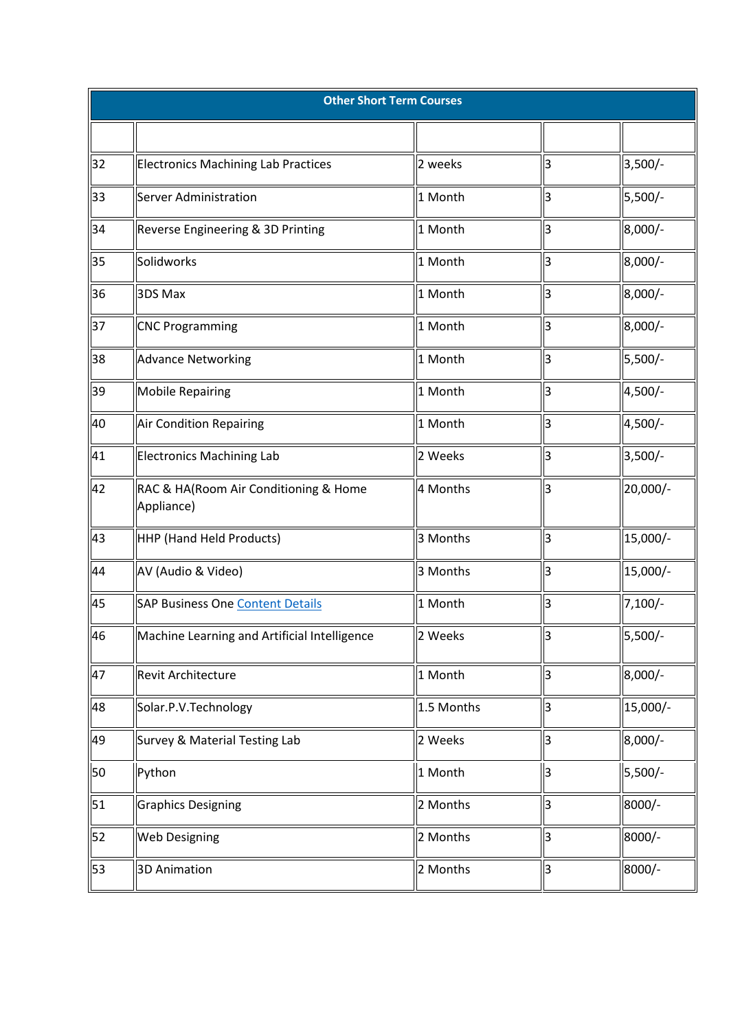| Other Short Term Courses | | | | |
|---|---|---|---|---|
| | | | | |
| 32 | Electronics Machining Lab Practices | 2 weeks | 3 | 3,500/- |
| 33 | Server Administration | 1 Month | 3 | 5,500/- |
| 34 | Reverse Engineering & 3D Printing | 1 Month | 3 | 8,000/- |
| 35 | Solidworks | 1 Month | 3 | 8,000/- |
| 36 | 3DS Max | 1 Month | 3 | 8,000/- |
| 37 | CNC Programming | 1 Month | 3 | 8,000/- |
| 38 | Advance Networking | 1 Month | 3 | 5,500/- |
| 39 | Mobile Repairing | 1 Month | 3 | 4,500/- |
| 40 | Air Condition Repairing | 1 Month | 3 | 4,500/- |
| 41 | Electronics Machining Lab | 2 Weeks | 3 | 3,500/- |
| 42 | RAC & HA(Room Air Conditioning & Home Appliance) | 4 Months | 3 | 20,000/- |
| 43 | HHP (Hand Held Products) | 3 Months | 3 | 15,000/- |
| 44 | AV (Audio & Video) | 3 Months | 3 | 15,000/- |
| 45 | SAP Business One Content Details | 1 Month | 3 | 7,100/- |
| 46 | Machine Learning and Artificial Intelligence | 2 Weeks | 3 | 5,500/- |
| 47 | Revit Architecture | 1 Month | 3 | 8,000/- |
| 48 | Solar.P.V.Technology | 1.5 Months | 3 | 15,000/- |
| 49 | Survey & Material Testing Lab | 2 Weeks | 3 | 8,000/- |
| 50 | Python | 1 Month | 3 | 5,500/- |
| 51 | Graphics Designing | 2 Months | 3 | 8000/- |
| 52 | Web Designing | 2 Months | 3 | 8000/- |
| 53 | 3D Animation | 2 Months | 3 | 8000/- |